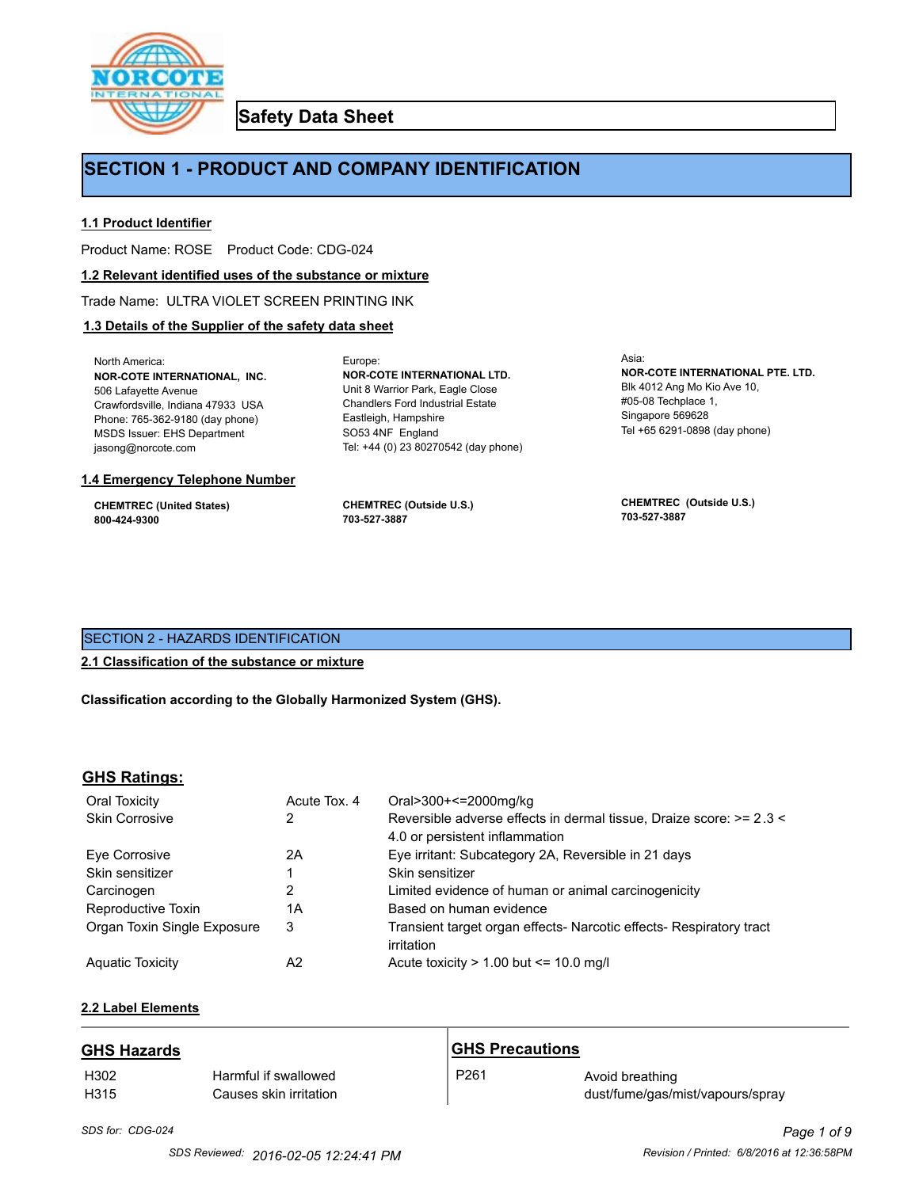# Safety Data Sheet

## SECTION 1 - PRODUCT AND COMPANY IDENTIFICATION

### 1.1 Product Identifier

Product Name: ROSE    Product Code: CDG-024

### 1.2 Relevant identified uses of the substance or mixture

Trade Name: ULTRA VIOLET SCREEN PRINTING INK

### 1.3 Details of the Supplier of the safety data sheet

North America:
**NOR-COTE INTERNATIONAL, INC.**
506 Lafayette Avenue
Crawfordsville, Indiana 47933 USA
Phone: 765-362-9180 (day phone)
MSDS Issuer: EHS Department
jasong@norcote.com

Europe:
**NOR-COTE INTERNATIONAL LTD.**
Unit 8 Warrior Park, Eagle Close
Chandlers Ford Industrial Estate
Eastleigh, Hampshire
SO53 4NF England
Tel: +44 (0) 23 80270542 (day phone)

Asia:
**NOR-COTE INTERNATIONAL PTE. LTD.**
Blk 4012 Ang Mo Kio Ave 10,
#05-08 Techplace 1,
Singapore 569628
Tel +65 6291-0898 (day phone)

### 1.4 Emergency Telephone Number

**CHEMTREC (United States)**
**800-424-9300**

**CHEMTREC (Outside U.S.)**
**703-527-3887**

**CHEMTREC (Outside U.S.)**
**703-527-3887**

## SECTION 2 - HAZARDS IDENTIFICATION

### 2.1 Classification of the substance or mixture

**Classification according to the Globally Harmonized System (GHS).**

### GHS Ratings:

| | | |
|---|---|---|
| Oral Toxicity | Acute Tox. 4 | Oral>300+<=2000mg/kg |
| Skin Corrosive | 2 | Reversible adverse effects in dermal tissue, Draize score: >= 2.3 < 4.0 or persistent inflammation |
| Eye Corrosive | 2A | Eye irritant: Subcategory 2A, Reversible in 21 days |
| Skin sensitizer | 1 | Skin sensitizer |
| Carcinogen | 2 | Limited evidence of human or animal carcinogenicity |
| Reproductive Toxin | 1A | Based on human evidence |
| Organ Toxin Single Exposure | 3 | Transient target organ effects- Narcotic effects- Respiratory tract irritation |
| Aquatic Toxicity | A2 | Acute toxicity > 1.00 but <= 10.0 mg/l |

### 2.2 Label Elements

**GHS Hazards**

| | |
|---|---|
| H302 | Harmful if swallowed |
| H315 | Causes skin irritation |

**GHS Precautions**

| | |
|---|---|
| P261 | Avoid breathing dust/fume/gas/mist/vapours/spray |

*SDS for: CDG-024*

SDS Reviewed: 2016-02-05 12:24:41 PM    Revision / Printed: 6/8/2016 at 12:36:58PM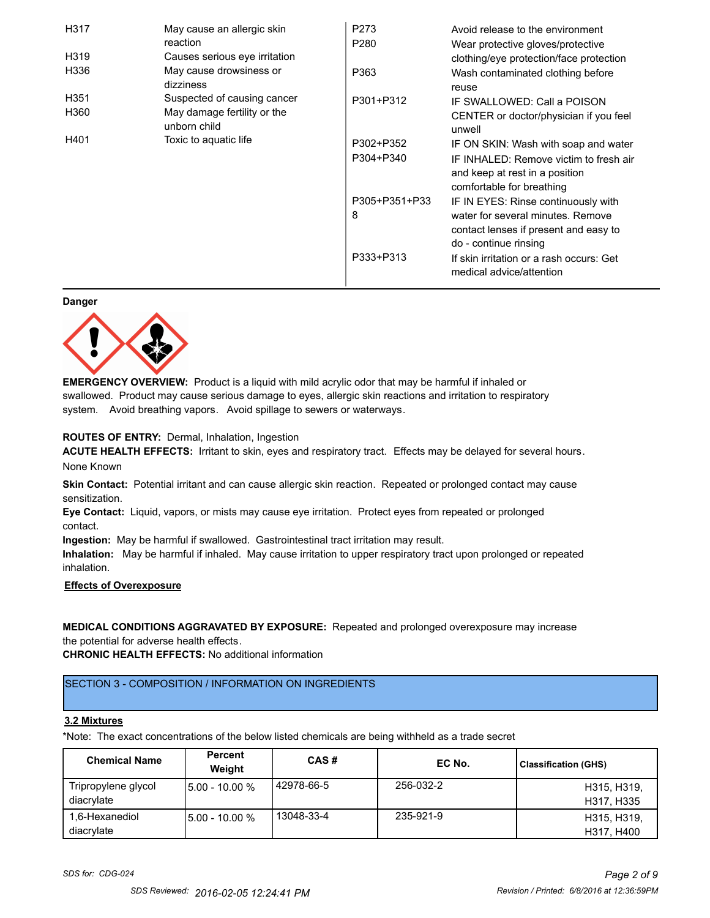| | | | |
|---|---|---|---|
| H317 | May cause an allergic skin reaction | P273 | Avoid release to the environment |
| H319 | Causes serious eye irritation | P280 | Wear protective gloves/protective clothing/eye protection/face protection |
| H336 | May cause drowsiness or dizziness | P363 | Wash contaminated clothing before reuse |
| H351 | Suspected of causing cancer | P301+P312 | IF SWALLOWED: Call a POISON CENTER or doctor/physician if you feel unwell |
| H360 | May damage fertility or the unborn child | P302+P352 | IF ON SKIN: Wash with soap and water |
| H401 | Toxic to aquatic life | P304+P340 | IF INHALED: Remove victim to fresh air and keep at rest in a position comfortable for breathing |
| | | P305+P351+P338 | IF IN EYES: Rinse continuously with water for several minutes. Remove contact lenses if present and easy to do - continue rinsing |
| | | P333+P313 | If skin irritation or a rash occurs: Get medical advice/attention |

**Danger**

**EMERGENCY OVERVIEW:** Product is a liquid with mild acrylic odor that may be harmful if inhaled or swallowed. Product may cause serious damage to eyes, allergic skin reactions and irritation to respiratory system. Avoid breathing vapors. Avoid spillage to sewers or waterways.

**ROUTES OF ENTRY:** Dermal, Inhalation, Ingestion

**ACUTE HEALTH EFFECTS:** Irritant to skin, eyes and respiratory tract. Effects may be delayed for several hours.

None Known

**Skin Contact:** Potential irritant and can cause allergic skin reaction. Repeated or prolonged contact may cause sensitization.

**Eye Contact:** Liquid, vapors, or mists may cause eye irritation. Protect eyes from repeated or prolonged contact.

**Ingestion:** May be harmful if swallowed. Gastrointestinal tract irritation may result.

**Inhalation:** May be harmful if inhaled. May cause irritation to upper respiratory tract upon prolonged or repeated inhalation.

**Effects of Overexposure**

**MEDICAL CONDITIONS AGGRAVATED BY EXPOSURE:** Repeated and prolonged overexposure may increase the potential for adverse health effects.

**CHRONIC HEALTH EFFECTS:** No additional information

## SECTION 3 - COMPOSITION / INFORMATION ON INGREDIENTS

**3.2 Mixtures**

*Note: The exact concentrations of the below listed chemicals are being withheld as a trade secret

| Chemical Name | Percent Weight | CAS # | EC No. | Classification (GHS) |
|---|---|---|---|---|
| Tripropylene glycol diacrylate | 5.00 - 10.00 % | 42978-66-5 | 256-032-2 | H315, H319, H317, H335 |
| 1,6-Hexanediol diacrylate | 5.00 - 10.00 % | 13048-33-4 | 235-921-9 | H315, H319, H317, H400 |

*SDS for: CDG-024*

*SDS Reviewed: 2016-02-05 12:24:41 PM* *Revision / Printed: 6/8/2016 at 12:36:59PM*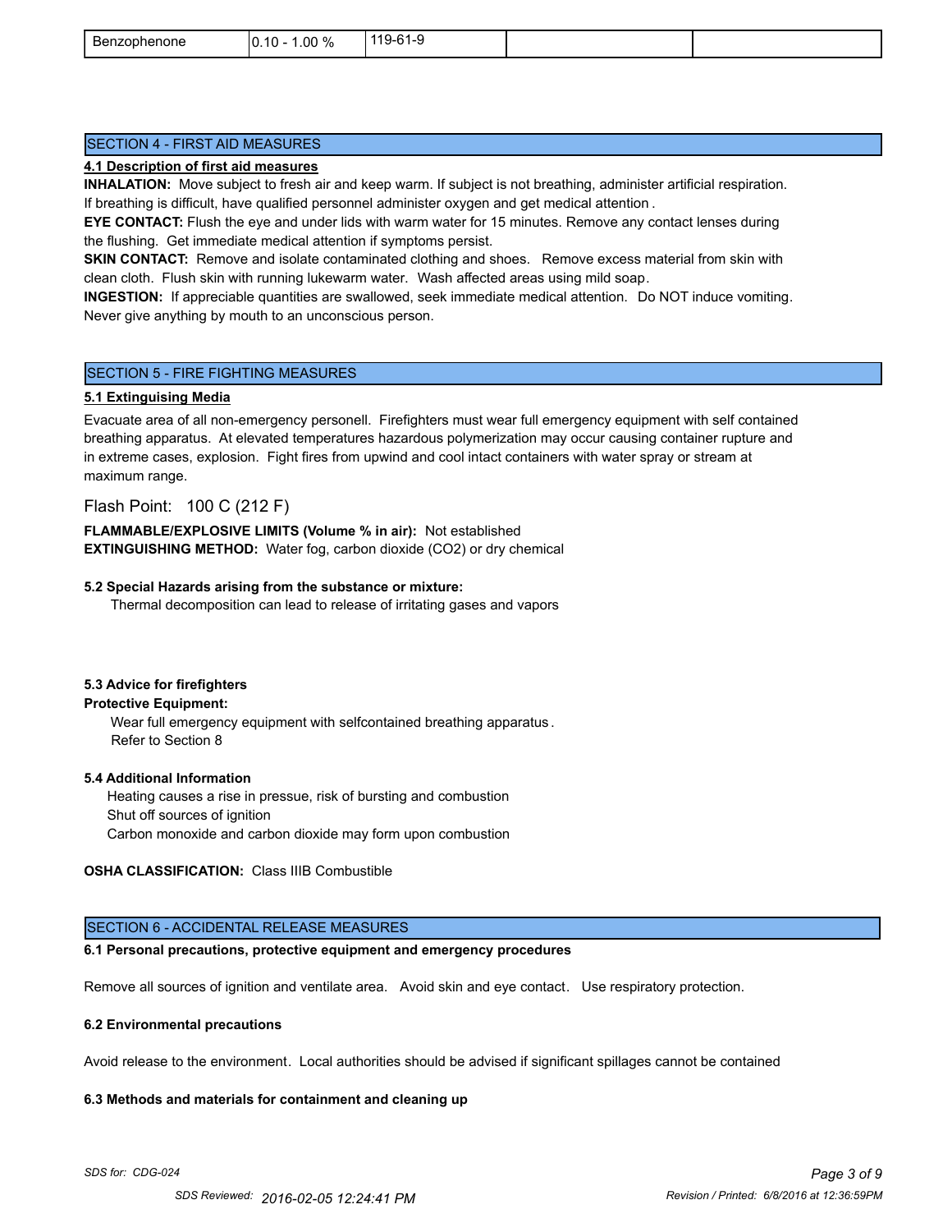| Benzophenone | 0.10 - 1.00 % | 119-61-9 | | |
|---|---|---|---|---|

## SECTION 4 - FIRST AID MEASURES

**4.1 Description of first aid measures**

**INHALATION:** Move subject to fresh air and keep warm. If subject is not breathing, administer artificial respiration. If breathing is difficult, have qualified personnel administer oxygen and get medical attention .

**EYE CONTACT:** Flush the eye and under lids with warm water for 15 minutes. Remove any contact lenses during the flushing. Get immediate medical attention if symptoms persist.

**SKIN CONTACT:** Remove and isolate contaminated clothing and shoes. Remove excess material from skin with clean cloth. Flush skin with running lukewarm water. Wash affected areas using mild soap.

**INGESTION:** If appreciable quantities are swallowed, seek immediate medical attention. Do NOT induce vomiting. Never give anything by mouth to an unconscious person.

## SECTION 5 - FIRE FIGHTING MEASURES

**5.1 Extinguising Media**

Evacuate area of all non-emergency personell. Firefighters must wear full emergency equipment with self contained breathing apparatus. At elevated temperatures hazardous polymerization may occur causing container rupture and in extreme cases, explosion. Fight fires from upwind and cool intact containers with water spray or stream at maximum range.

Flash Point: 100 C (212 F)

**FLAMMABLE/EXPLOSIVE LIMITS (Volume % in air):** Not established
**EXTINGUISHING METHOD:** Water fog, carbon dioxide ($CO_2$) or dry chemical

**5.2 Special Hazards arising from the substance or mixture:**

Thermal decomposition can lead to release of irritating gases and vapors

**5.3 Advice for firefighters**

**Protective Equipment:**

Wear full emergency equipment with selfcontained breathing apparatus .
Refer to Section 8

**5.4 Additional Information**

Heating causes a rise in pressue, risk of bursting and combustion
Shut off sources of ignition
Carbon monoxide and carbon dioxide may form upon combustion

**OSHA CLASSIFICATION:** Class IIIB Combustible

## SECTION 6 - ACCIDENTAL RELEASE MEASURES

**6.1 Personal precautions, protective equipment and emergency procedures**

Remove all sources of ignition and ventilate area. Avoid skin and eye contact. Use respiratory protection.

**6.2 Environmental precautions**

Avoid release to the environment. Local authorities should be advised if significant spillages cannot be contained

**6.3 Methods and materials for containment and cleaning up**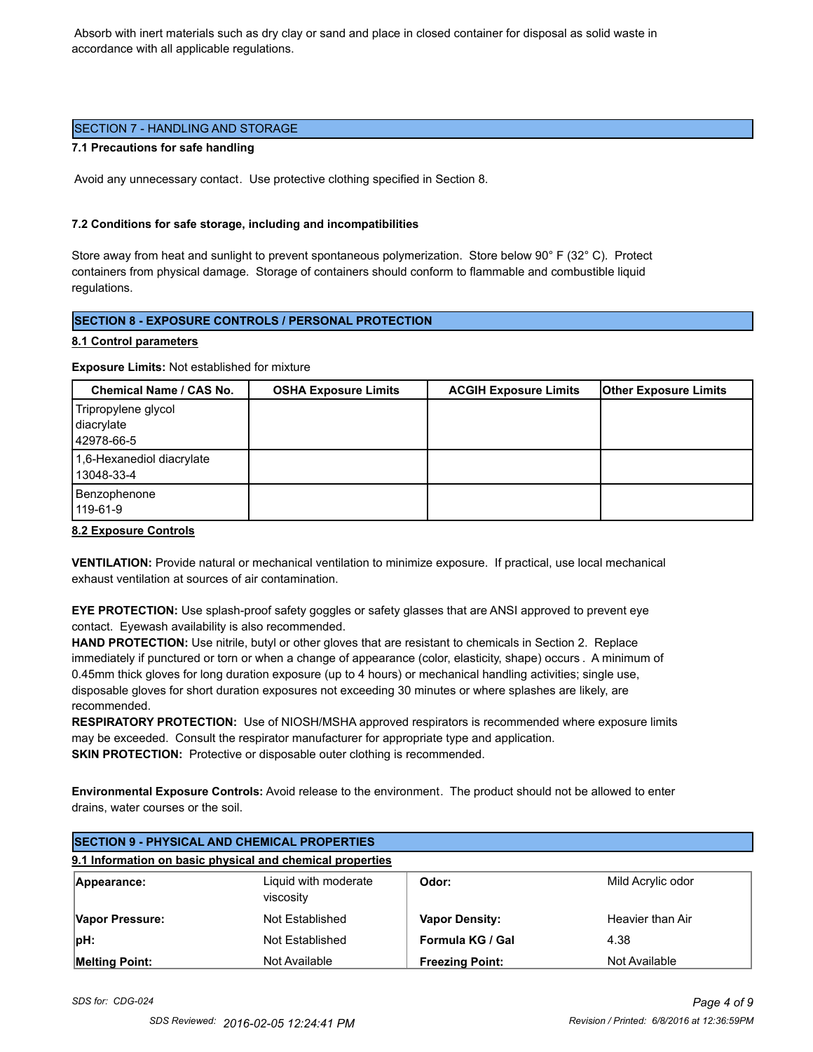Absorb with inert materials such as dry clay or sand and place in closed container for disposal as solid waste in accordance with all applicable regulations.

## SECTION 7 - HANDLING AND STORAGE

**7.1 Precautions for safe handling**

Avoid any unnecessary contact. Use protective clothing specified in Section 8.

**7.2 Conditions for safe storage, including and incompatibilities**

Store away from heat and sunlight to prevent spontaneous polymerization. Store below 90° F (32° C). Protect containers from physical damage. Storage of containers should conform to flammable and combustible liquid regulations.

## SECTION 8 - EXPOSURE CONTROLS / PERSONAL PROTECTION

**8.1 Control parameters**

**Exposure Limits:** Not established for mixture

| Chemical Name / CAS No. | OSHA Exposure Limits | ACGIH Exposure Limits | Other Exposure Limits |
|---|---|---|---|
| Tripropylene glycol diacrylate 42978-66-5 | | | |
| 1,6-Hexanediol diacrylate 13048-33-4 | | | |
| Benzophenone 119-61-9 | | | |

**8.2 Exposure Controls**

**VENTILATION:** Provide natural or mechanical ventilation to minimize exposure. If practical, use local mechanical exhaust ventilation at sources of air contamination.

**EYE PROTECTION:** Use splash-proof safety goggles or safety glasses that are ANSI approved to prevent eye contact. Eyewash availability is also recommended.

**HAND PROTECTION:** Use nitrile, butyl or other gloves that are resistant to chemicals in Section 2. Replace immediately if punctured or torn or when a change of appearance (color, elasticity, shape) occurs . A minimum of 0.45mm thick gloves for long duration exposure (up to 4 hours) or mechanical handling activities; single use, disposable gloves for short duration exposures not exceeding 30 minutes or where splashes are likely, are recommended.

**RESPIRATORY PROTECTION:** Use of NIOSH/MSHA approved respirators is recommended where exposure limits may be exceeded. Consult the respirator manufacturer for appropriate type and application.

**SKIN PROTECTION:** Protective or disposable outer clothing is recommended.

**Environmental Exposure Controls:** Avoid release to the environment. The product should not be allowed to enter drains, water courses or the soil.

## SECTION 9 - PHYSICAL AND CHEMICAL PROPERTIES

**9.1 Information on basic physical and chemical properties**

| | | | |
|---|---|---|---|
| **Appearance:** | Liquid with moderate viscosity | **Odor:** | Mild Acrylic odor |
| **Vapor Pressure:** | Not Established | **Vapor Density:** | Heavier than Air |
| **pH:** | Not Established | **Formula KG / Gal** | 4.38 |
| **Melting Point:** | Not Available | **Freezing Point:** | Not Available |

*SDS for: CDG-024*

SDS Reviewed: 2016-02-05 12:24:41 PM — Revision / Printed: 6/8/2016 at 12:36:59PM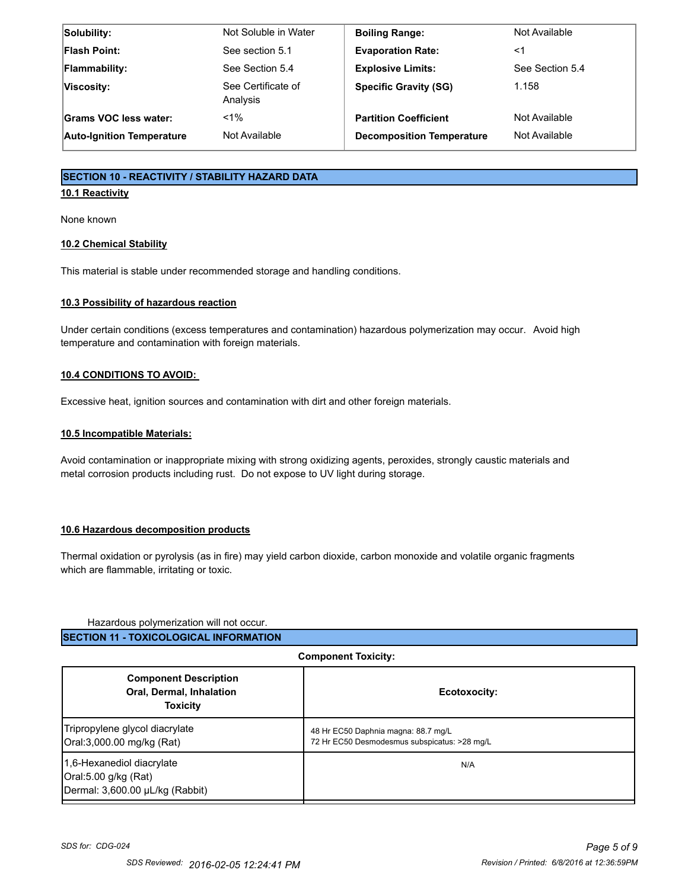| | | | |
|---|---|---|---|
| **Solubility:** | Not Soluble in Water | **Boiling Range:** | Not Available |
| **Flash Point:** | See section 5.1 | **Evaporation Rate:** | <1 |
| **Flammability:** | See Section 5.4 | **Explosive Limits:** | See Section 5.4 |
| **Viscosity:** | See Certificate of Analysis | **Specific Gravity (SG)** | 1.158 |
| **Grams VOC less water:** | <1% | **Partition Coefficient** | Not Available |
| **Auto-Ignition Temperature** | Not Available | **Decomposition Temperature** | Not Available |

## SECTION 10 - REACTIVITY / STABILITY HAZARD DATA

### 10.1 Reactivity

None known

### 10.2 Chemical Stability

This material is stable under recommended storage and handling conditions.

### 10.3 Possibility of hazardous reaction

Under certain conditions (excess temperatures and contamination) hazardous polymerization may occur. Avoid high temperature and contamination with foreign materials.

### 10.4 CONDITIONS TO AVOID:

Excessive heat, ignition sources and contamination with dirt and other foreign materials.

### 10.5 Incompatible Materials:

Avoid contamination or inappropriate mixing with strong oxidizing agents, peroxides, strongly caustic materials and metal corrosion products including rust. Do not expose to UV light during storage.

### 10.6 Hazardous decomposition products

Thermal oxidation or pyrolysis (as in fire) may yield carbon dioxide, carbon monoxide and volatile organic fragments which are flammable, irritating or toxic.

Hazardous polymerization will not occur.

## SECTION 11 - TOXICOLOGICAL INFORMATION

**Component Toxicity:**

| Component Description Oral, Dermal, Inhalation Toxicity | Ecotoxocity: |
|---|---|
| Tripropylene glycol diacrylate<br>Oral:3,000.00 mg/kg (Rat) | 48 Hr EC50 Daphnia magna: 88.7 mg/L<br>72 Hr EC50 Desmodesmus subspicatus: >28 mg/L |
| 1,6-Hexanediol diacrylate<br>Oral:5.00 g/kg (Rat)<br>Dermal: 3,600.00 µL/kg (Rabbit) | N/A |

SDS for: CDG-024

SDS Reviewed: 2016-02-05 12:24:41 PM

Revision / Printed: 6/8/2016 at 12:36:59PM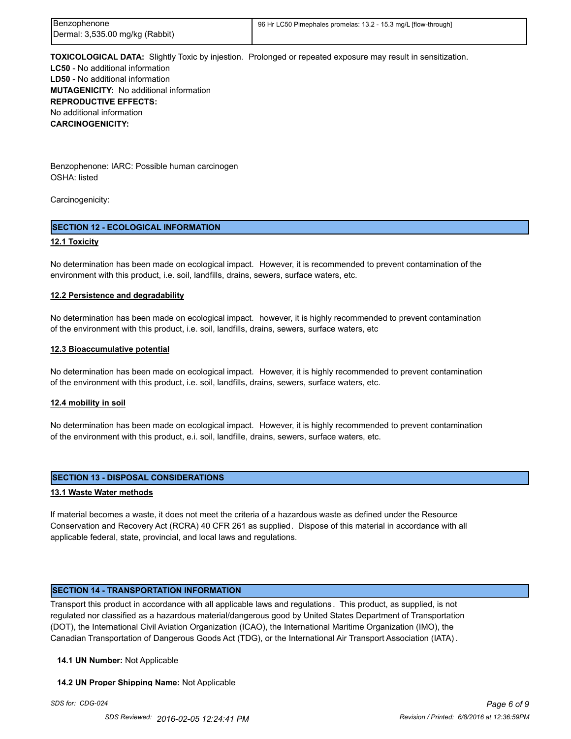| Benzophenone<br>Dermal: 3,535.00 mg/kg (Rabbit) | 96 Hr LC50 Pimephales promelas: 13.2 - 15.3 mg/L [flow-through] |
|---|---|

**TOXICOLOGICAL DATA:** Slightly Toxic by injestion. Prolonged or repeated exposure may result in sensitization.
**LC50** - No additional information
**LD50** - No additional information
**MUTAGENICITY:** No additional information
**REPRODUCTIVE EFFECTS:**
No additional information
**CARCINOGENICITY:**

Benzophenone: IARC: Possible human carcinogen
OSHA: listed

Carcinogenicity:

## SECTION 12 - ECOLOGICAL INFORMATION

### 12.1 Toxicity

No determination has been made on ecological impact. However, it is recommended to prevent contamination of the environment with this product, i.e. soil, landfills, drains, sewers, surface waters, etc.

### 12.2 Persistence and degradability

No determination has been made on ecological impact. however, it is highly recommended to prevent contamination of the environment with this product, i.e. soil, landfills, drains, sewers, surface waters, etc

### 12.3 Bioaccumulative potential

No determination has been made on ecological impact. However, it is highly recommended to prevent contamination of the environment with this product, i.e. soil, landfills, drains, sewers, surface waters, etc.

### 12.4 mobility in soil

No determination has been made on ecological impact. However, it is highly recommended to prevent contamination of the environment with this product, e.i. soil, landfille, drains, sewers, surface waters, etc.

## SECTION 13 - DISPOSAL CONSIDERATIONS

### 13.1 Waste Water methods

If material becomes a waste, it does not meet the criteria of a hazardous waste as defined under the Resource Conservation and Recovery Act (RCRA) 40 CFR 261 as supplied. Dispose of this material in accordance with all applicable federal, state, provincial, and local laws and regulations.

## SECTION 14 - TRANSPORTATION INFORMATION

Transport this product in accordance with all applicable laws and regulations. This product, as supplied, is not regulated nor classified as a hazardous material/dangerous good by United States Department of Transportation (DOT), the International Civil Aviation Organization (ICAO), the International Maritime Organization (IMO), the Canadian Transportation of Dangerous Goods Act (TDG), or the International Air Transport Association (IATA).

**14.1 UN Number:** Not Applicable

**14.2 UN Proper Shipping Name:** Not Applicable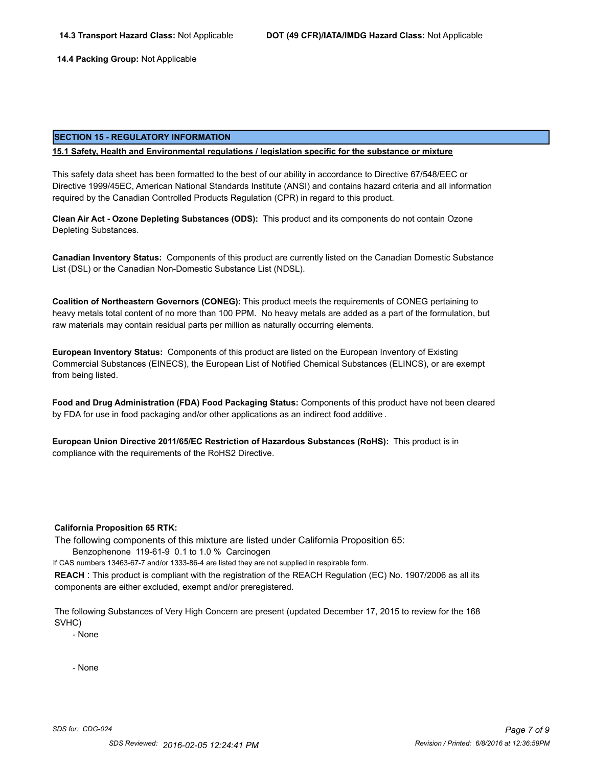**14.3 Transport Hazard Class:** Not Applicable **DOT (49 CFR)/IATA/IMDG Hazard Class:** Not Applicable

**14.4 Packing Group:** Not Applicable

## SECTION 15 - REGULATORY INFORMATION

**15.1 Safety, Health and Environmental regulations / legislation specific for the substance or mixture**

This safety data sheet has been formatted to the best of our ability in accordance to Directive 67/548/EEC or Directive 1999/45EC, American National Standards Institute (ANSI) and contains hazard criteria and all information required by the Canadian Controlled Products Regulation (CPR) in regard to this product.

**Clean Air Act - Ozone Depleting Substances (ODS):** This product and its components do not contain Ozone Depleting Substances.

**Canadian Inventory Status:** Components of this product are currently listed on the Canadian Domestic Substance List (DSL) or the Canadian Non-Domestic Substance List (NDSL).

**Coalition of Northeastern Governors (CONEG):** This product meets the requirements of CONEG pertaining to heavy metals total content of no more than 100 PPM. No heavy metals are added as a part of the formulation, but raw materials may contain residual parts per million as naturally occurring elements.

**European Inventory Status:** Components of this product are listed on the European Inventory of Existing Commercial Substances (EINECS), the European List of Notified Chemical Substances (ELINCS), or are exempt from being listed.

**Food and Drug Administration (FDA) Food Packaging Status:** Components of this product have not been cleared by FDA for use in food packaging and/or other applications as an indirect food additive.

**European Union Directive 2011/65/EC Restriction of Hazardous Substances (RoHS):** This product is in compliance with the requirements of the RoHS2 Directive.

**California Proposition 65 RTK:**

The following components of this mixture are listed under California Proposition 65:

Benzophenone 119-61-9 0.1 to 1.0 % Carcinogen

If CAS numbers 13463-67-7 and/or 1333-86-4 are listed they are not supplied in respirable form.

**REACH** : This product is compliant with the registration of the REACH Regulation (EC) No. 1907/2006 as all its components are either excluded, exempt and/or preregistered.

The following Substances of Very High Concern are present (updated December 17, 2015 to review for the 168 SVHC)

- None

- None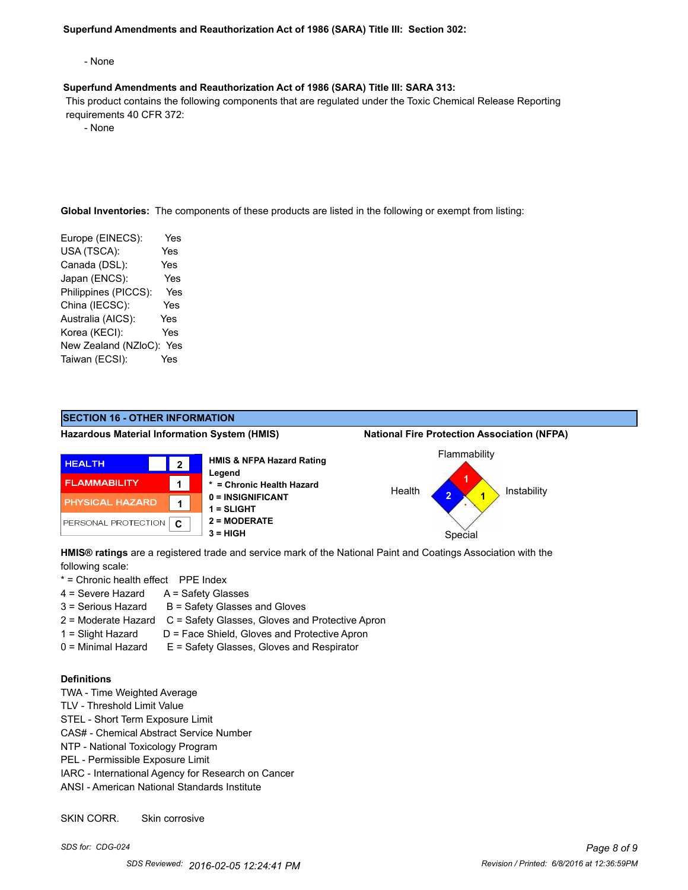**Superfund Amendments and Reauthorization Act of 1986 (SARA) Title III: Section 302:**

- None

**Superfund Amendments and Reauthorization Act of 1986 (SARA) Title III: SARA 313:**

This product contains the following components that are regulated under the Toxic Chemical Release Reporting requirements 40 CFR 372:

- None

**Global Inventories:** The components of these products are listed in the following or exempt from listing:

Europe (EINECS): Yes
USA (TSCA): Yes
Canada (DSL): Yes
Japan (ENCS): Yes
Philippines (PICCS): Yes
China (IECSC): Yes
Australia (AICS): Yes
Korea (KECI): Yes
New Zealand (NZloC): Yes
Taiwan (ECSI): Yes

## SECTION 16 - OTHER INFORMATION

**Hazardous Material Information System (HMIS)**

| HEALTH | 2 |
|---|---|
| FLAMMABILITY | 1 |
| PHYSICAL HAZARD | 1 |
| PERSONAL PROTECTION | C |

**HMIS & NFPA Hazard Rating Legend**
**\* = Chronic Health Hazard**
**0 = INSIGNIFICANT**
**1 = SLIGHT**
**2 = MODERATE**
**3 = HIGH**

**National Fire Protection Association (NFPA)**

Flammability: 1
Health: 2
Instability: 1
Special:

**HMIS® ratings** are a registered trade and service mark of the National Paint and Coatings Association with the following scale:

| * = Chronic health effect | PPE Index |
|---|---|
| 4 = Severe Hazard | A = Safety Glasses |
| 3 = Serious Hazard | B = Safety Glasses and Gloves |
| 2 = Moderate Hazard | C = Safety Glasses, Gloves and Protective Apron |
| 1 = Slight Hazard | D = Face Shield, Gloves and Protective Apron |
| 0 = Minimal Hazard | E = Safety Glasses, Gloves and Respirator |

**Definitions**

TWA - Time Weighted Average
TLV - Threshold Limit Value
STEL - Short Term Exposure Limit
CAS# - Chemical Abstract Service Number
NTP - National Toxicology Program
PEL - Permissible Exposure Limit
IARC - International Agency for Research on Cancer
ANSI - American National Standards Institute

SKIN CORR. Skin corrosive

SDS for: CDG-024

SDS Reviewed: 2016-02-05 12:24:41 PM

Revision / Printed: 6/8/2016 at 12:36:59PM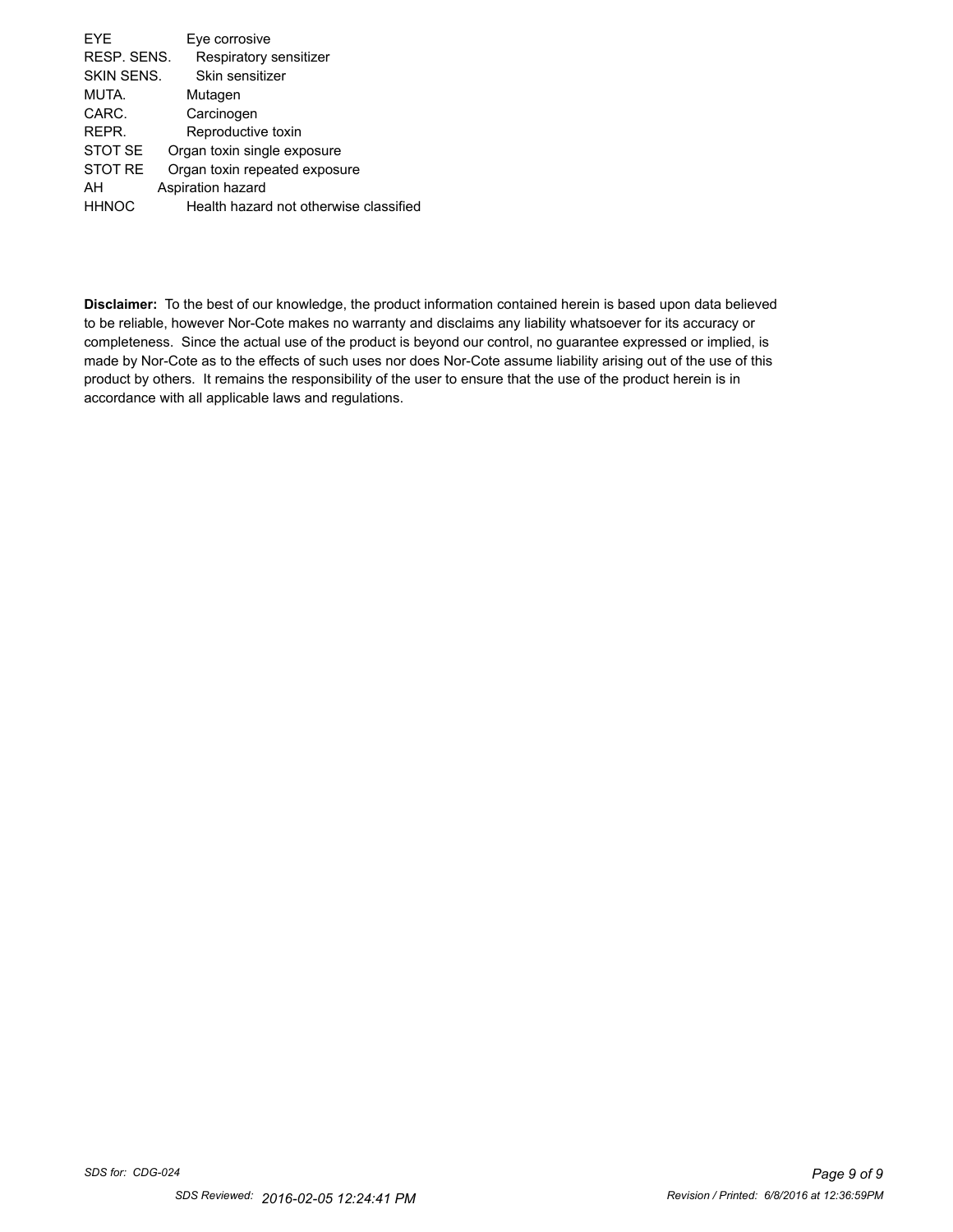| | |
|---|---|
| EYE | Eye corrosive |
| RESP. SENS. | Respiratory sensitizer |
| SKIN SENS. | Skin sensitizer |
| MUTA. | Mutagen |
| CARC. | Carcinogen |
| REPR. | Reproductive toxin |
| STOT SE | Organ toxin single exposure |
| STOT RE | Organ toxin repeated exposure |
| AH | Aspiration hazard |
| HHNOC | Health hazard not otherwise classified |

**Disclaimer:** To the best of our knowledge, the product information contained herein is based upon data believed to be reliable, however Nor-Cote makes no warranty and disclaims any liability whatsoever for its accuracy or completeness. Since the actual use of the product is beyond our control, no guarantee expressed or implied, is made by Nor-Cote as to the effects of such uses nor does Nor-Cote assume liability arising out of the use of this product by others. It remains the responsibility of the user to ensure that the use of the product herein is in accordance with all applicable laws and regulations.